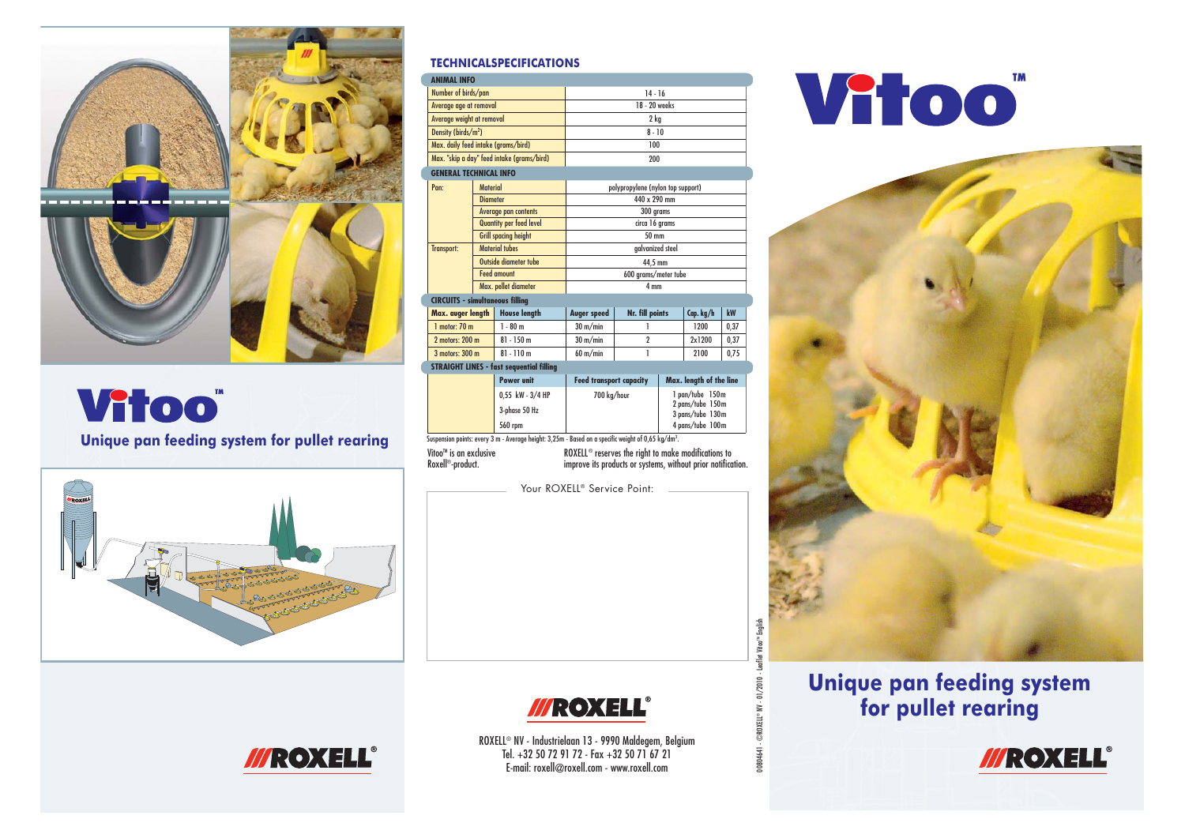# Vitoo™

## Unique pan feeding system for pullet rearing

ROXELL®

## TECHNICALSPECIFICATIONS

| ANIMAL INFO | |
|---|---|
| Number of birds/pan | 14 - 16 |
| Average age at removal | 18 - 20 weeks |
| Average weight at removal | 2 kg |
| Density (birds/m²) | 8 - 10 |
| Max. daily feed intake (grams/bird) | 100 |
| Max. "skip a day" feed intake (grams/bird) | 200 |

| GENERAL TECHNICAL INFO | | |
|---|---|---|
| Pan: | Material | polypropylene (nylon top support) |
| | Diameter | 440 x 290 mm |
| | Average pan contents | 300 grams |
| | Quantity per feed level | circa 16 grams |
| | Grill spacing height | 50 mm |
| Transport: | Material tubes | galvanized steel |
| | Outside diameter tube | 44,5 mm |
| | Feed amount | 600 grams/meter tube |
| | Max. pellet diameter | 4 mm |

**CIRCUITS - simultaneous filling**

| Max. auger length | House length | Auger speed | Nr. fill points | Cap. kg/h | kW |
|---|---|---|---|---|---|
| 1 motor: 70 m | 1 - 80 m | 30 m/min | 1 | 1200 | 0,37 |
| 2 motors: 200 m | 81 - 150 m | 30 m/min | 2 | 2x1200 | 0,37 |
| 3 motors: 300 m | 81 - 110 m | 60 m/min | 1 | 2100 | 0,75 |

**STRAIGHT LINES - fast sequential filling**

| Power unit | Feed transport capacity | Max. length of the line |
|---|---|---|
| 0,55 kW - 3/4 HP<br>3-phase 50 Hz<br>560 rpm | 700 kg/hour | 1 pan/tube 150m<br>2 pans/tube 150m<br>3 pans/tube 130m<br>4 pans/tube 100m |

Suspension points: every 3 m - Average height: 3,25m - Based on a specific weight of 0,65 kg/dm³.

Vitoo™ is an exclusive Roxell®-product.

ROXELL® reserves the right to make modifications to improve its products or systems, without prior notification.

Your ROXELL® Service Point:

ROXELL®

ROXELL® NV - Industrielaan 13 - 9990 Maldegem, Belgium
Tel. +32 50 72 91 72 - Fax +32 50 71 67 21
E-mail: roxell@roxell.com - www.roxell.com

00804641 - ©ROXELL® NV - 01/2010 - Leaflet Vitoo™ English

# Vitoo™

## Unique pan feeding system for pullet rearing

ROXELL®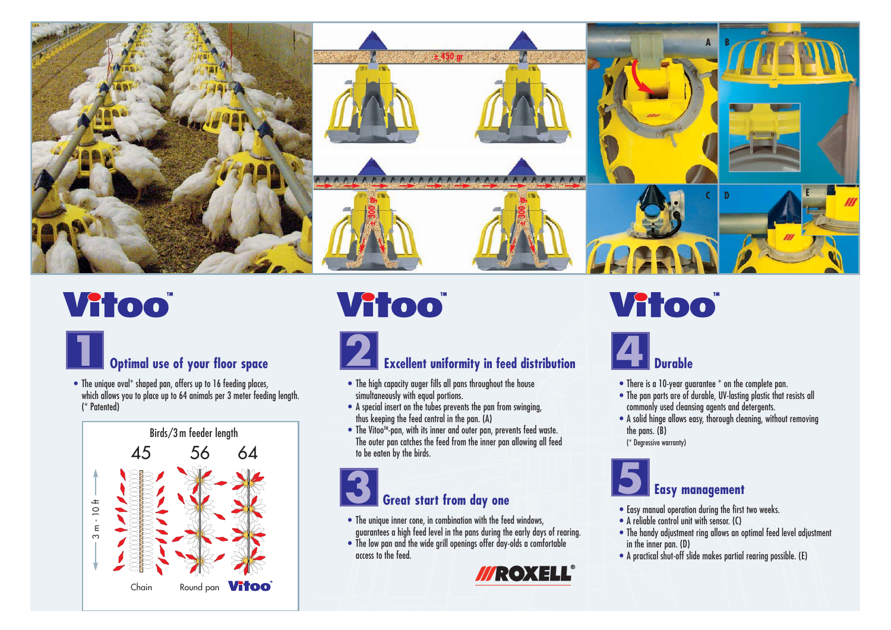## Vitoo™

### 1 Optimal use of your floor space

- The unique oval* shaped pan, offers up to 16 feeding places, which allows you to place up to 64 animals per 3 meter feeding length. (* Patented)

Birds/3 m feeder length

45 56 64

3 m - 10 ft

Chain Round pan Vitoo

## Vitoo™

### 2 Excellent uniformity in feed distribution

- The high capacity auger fills all pans throughout the house simultaneously with equal portions.
- A special insert on the tubes prevents the pan from swinging, thus keeping the feed central in the pan. (A)
- The Vitoo™-pan, with its inner and outer pan, prevents feed waste. The outer pan catches the feed from the inner pan allowing all feed to be eaten by the birds.

### 3 Great start from day one

- The unique inner cone, in combination with the feed windows, guarantees a high feed level in the pans during the early days of rearing.
- The low pan and the wide grill openings offer day-olds a comfortable access to the feed.

ROXELL®

## Vitoo™

### 4 Durable

- There is a 10-year guarantee * on the complete pan.
- The pan parts are of durable, UV-lasting plastic that resists all commonly used cleansing agents and detergents.
- A solid hinge allows easy, thorough cleaning, without removing the pans. (B)

(* Degressive warranty)

### 5 Easy management

- Easy manual operation during the first two weeks.
- A reliable control unit with sensor. (C)
- The handy adjustment ring allows an optimal feed level adjustment in the inner pan. (D)
- A practical shut-off slide makes partial rearing possible. (E)